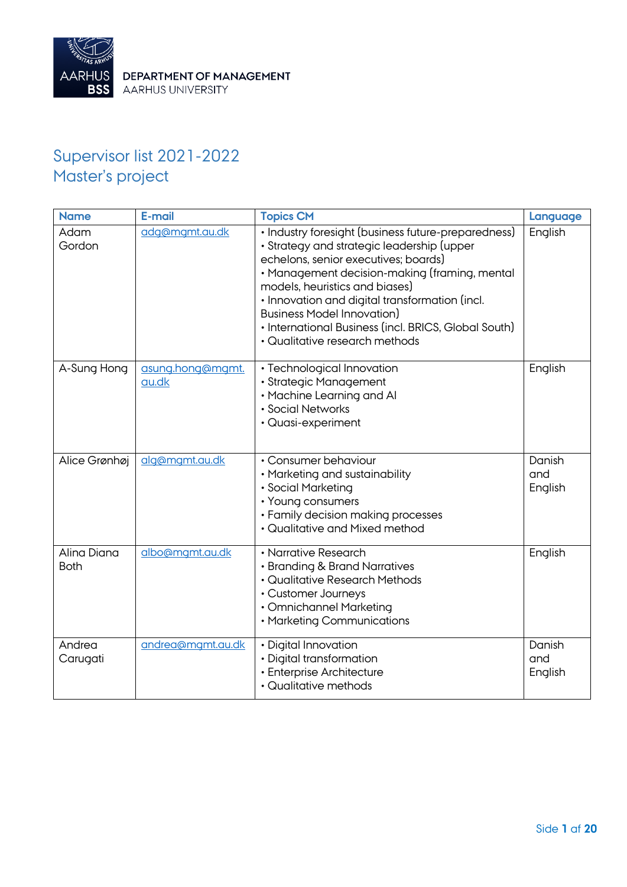DEPARTMENT OF MANAGEMENT
AARHUS UNIVERSITY

# Supervisor list 2021-2022
# Master's project

| Name | E-mail | Topics CM | Language |
|---|---|---|---|
| Adam Gordon | adg@mgmt.au.dk | • Industry foresight (business future-preparedness)<br>• Strategy and strategic leadership (upper echelons, senior executives; boards)<br>• Management decision-making (framing, mental models, heuristics and biases)<br>• Innovation and digital transformation (incl. Business Model Innovation)<br>• International Business (incl. BRICS, Global South)<br>• Qualitative research methods | English |
| A-Sung Hong | asung.hong@mgmt.au.dk | • Technological Innovation<br>• Strategic Management<br>• Machine Learning and AI<br>• Social Networks<br>• Quasi-experiment | English |
| Alice Grønhøj | alg@mgmt.au.dk | • Consumer behaviour<br>• Marketing and sustainability<br>• Social Marketing<br>• Young consumers<br>• Family decision making processes<br>• Qualitative and Mixed method | Danish and English |
| Alina Diana Both | albo@mgmt.au.dk | • Narrative Research<br>• Branding & Brand Narratives<br>• Qualitative Research Methods<br>• Customer Journeys<br>• Omnichannel Marketing<br>• Marketing Communications | English |
| Andrea Carugati | andrea@mgmt.au.dk | • Digital Innovation<br>• Digital transformation<br>• Enterprise Architecture<br>• Qualitative methods | Danish and English |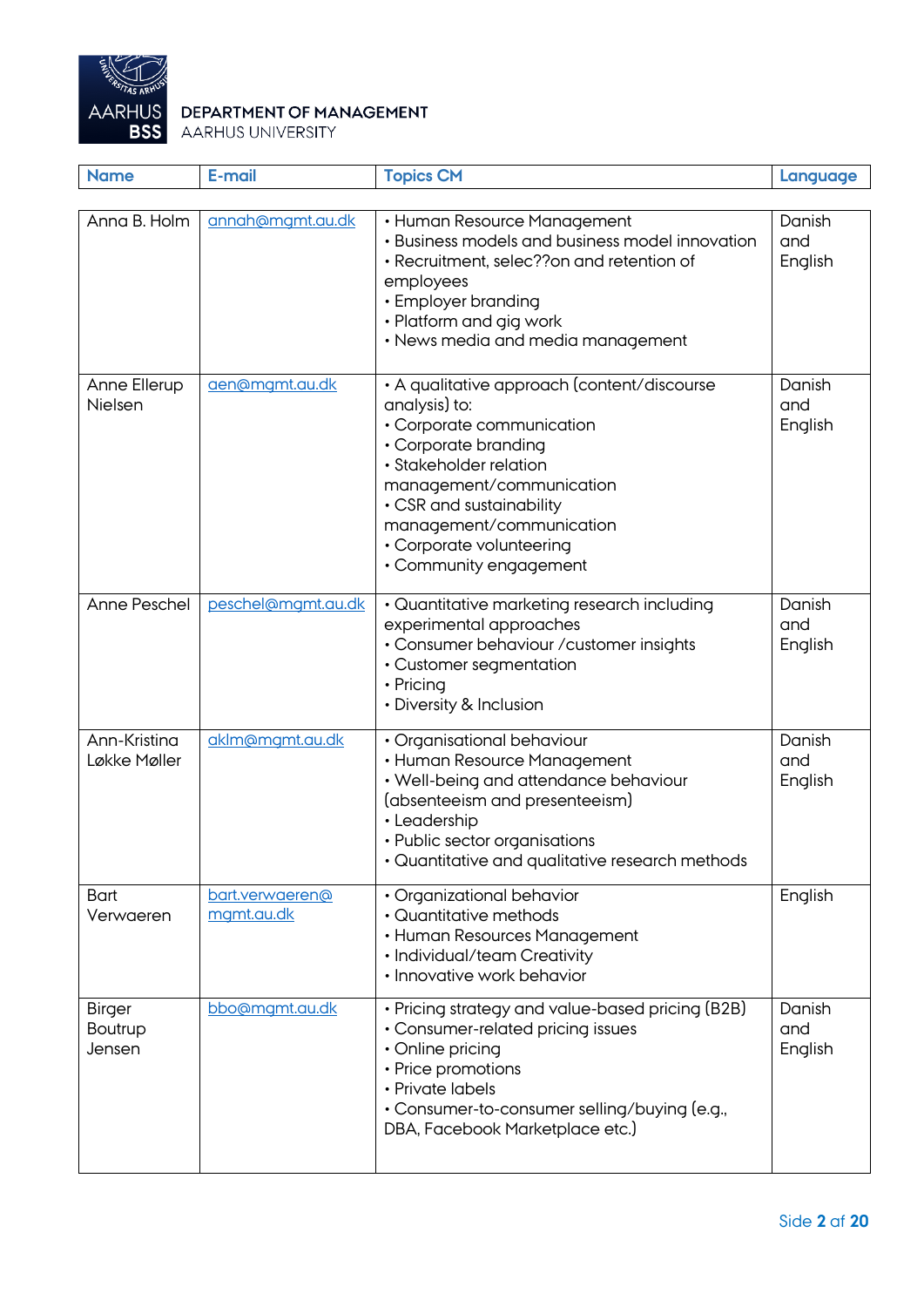**DEPARTMENT OF MANAGEMENT**
AARHUS UNIVERSITY

| Name | E-mail | Topics CM | Language |
|---|---|---|---|
| Anna B. Holm | annah@mgmt.au.dk | • Human Resource Management<br>• Business models and business model innovation<br>• Recruitment, selec??on and retention of employees<br>• Employer branding<br>• Platform and gig work<br>• News media and media management | Danish and English |
| Anne Ellerup Nielsen | aen@mgmt.au.dk | • A qualitative approach (content/discourse analysis) to:<br>• Corporate communication<br>• Corporate branding<br>• Stakeholder relation management/communication<br>• CSR and sustainability management/communication<br>• Corporate volunteering<br>• Community engagement | Danish and English |
| Anne Peschel | peschel@mgmt.au.dk | • Quantitative marketing research including experimental approaches<br>• Consumer behaviour /customer insights<br>• Customer segmentation<br>• Pricing<br>• Diversity & Inclusion | Danish and English |
| Ann-Kristina Løkke Møller | aklm@mgmt.au.dk | • Organisational behaviour<br>• Human Resource Management<br>• Well-being and attendance behaviour (absenteeism and presenteeism)<br>• Leadership<br>• Public sector organisations<br>• Quantitative and qualitative research methods | Danish and English |
| Bart Verwaeren | bart.verwaeren@mgmt.au.dk | • Organizational behavior<br>• Quantitative methods<br>• Human Resources Management<br>• Individual/team Creativity<br>• Innovative work behavior | English |
| Birger Boutrup Jensen | bbo@mgmt.au.dk | • Pricing strategy and value-based pricing (B2B)<br>• Consumer-related pricing issues<br>• Online pricing<br>• Price promotions<br>• Private labels<br>• Consumer-to-consumer selling/buying (e.g., DBA, Facebook Marketplace etc.) | Danish and English |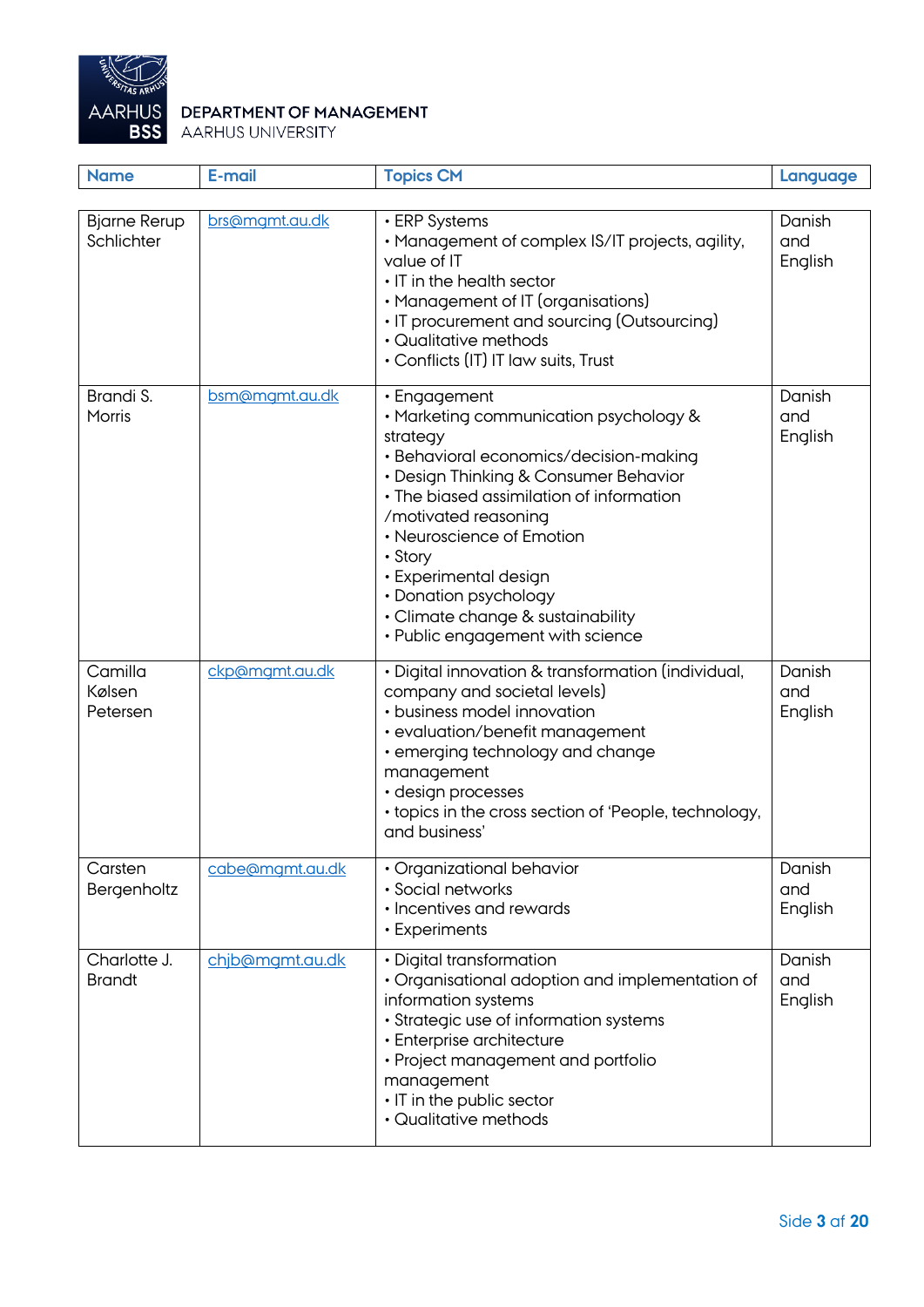| Name | E-mail | Topics CM | Language |
|---|---|---|---|
| Bjarne Rerup Schlichter | brs@mgmt.au.dk | • ERP Systems<br>• Management of complex IS/IT projects, agility, value of IT<br>• IT in the health sector<br>• Management of IT (organisations)<br>• IT procurement and sourcing (Outsourcing)<br>• Qualitative methods<br>• Conflicts (IT) IT law suits, Trust | Danish and English |
| Brandi S. Morris | bsm@mgmt.au.dk | • Engagement<br>• Marketing communication psychology & strategy<br>• Behavioral economics/decision-making<br>• Design Thinking & Consumer Behavior<br>• The biased assimilation of information /motivated reasoning<br>• Neuroscience of Emotion<br>• Story<br>• Experimental design<br>• Donation psychology<br>• Climate change & sustainability<br>• Public engagement with science | Danish and English |
| Camilla Kølsen Petersen | ckp@mgmt.au.dk | • Digital innovation & transformation (individual, company and societal levels)<br>• business model innovation<br>• evaluation/benefit management<br>• emerging technology and change management<br>• design processes<br>• topics in the cross section of 'People, technology, and business' | Danish and English |
| Carsten Bergenholtz | cabe@mgmt.au.dk | • Organizational behavior<br>• Social networks<br>• Incentives and rewards<br>• Experiments | Danish and English |
| Charlotte J. Brandt | chjb@mgmt.au.dk | • Digital transformation<br>• Organisational adoption and implementation of information systems<br>• Strategic use of information systems<br>• Enterprise architecture<br>• Project management and portfolio management<br>• IT in the public sector<br>• Qualitative methods | Danish and English |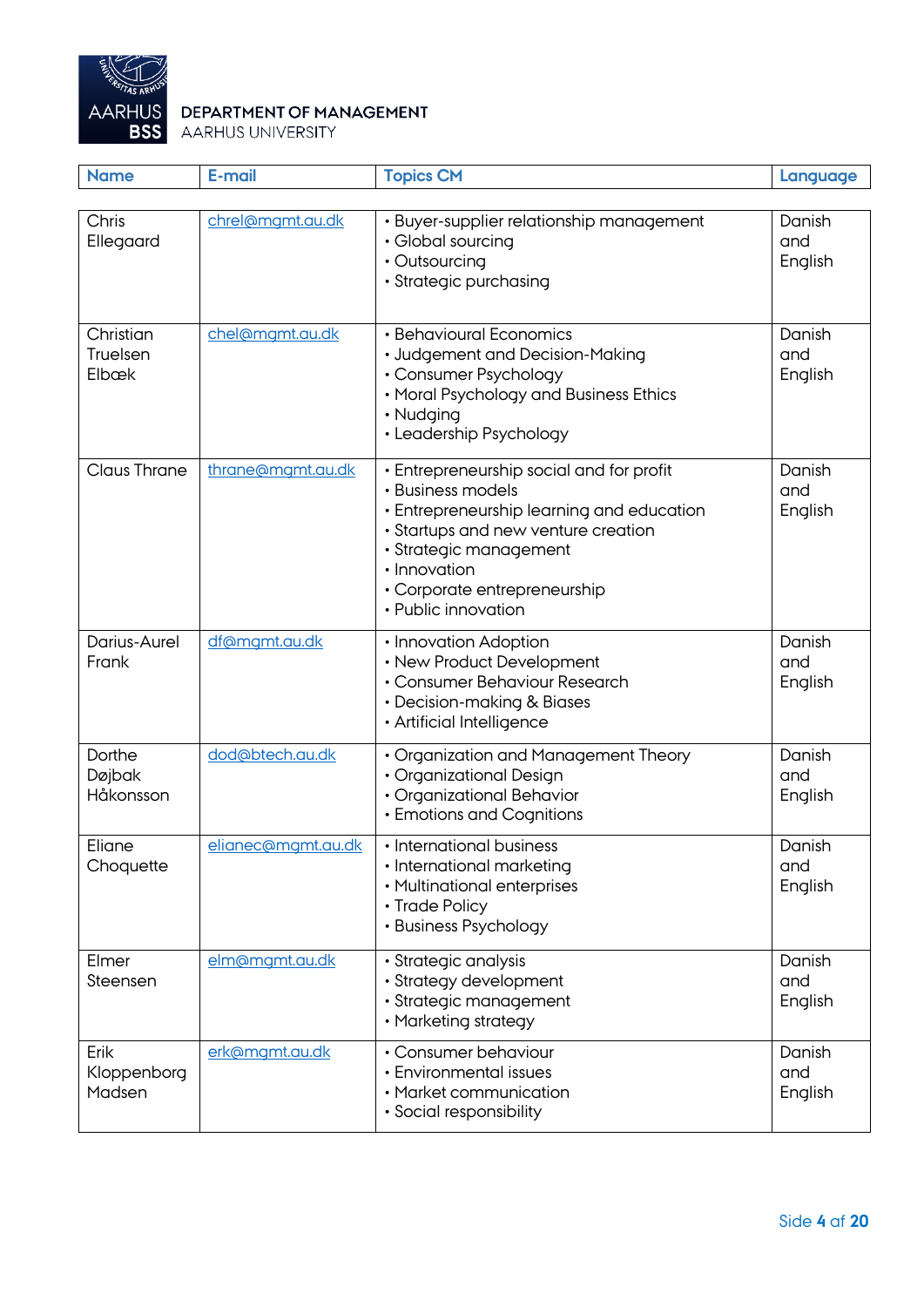DEPARTMENT OF MANAGEMENT
AARHUS UNIVERSITY

| Name | E-mail | Topics CM | Language |
| --- | --- | --- | --- |
| Chris Ellegaard | chrel@mgmt.au.dk | • Buyer-supplier relationship management<br>• Global sourcing<br>• Outsourcing<br>• Strategic purchasing | Danish and English |
| Christian Truelsen Elbæk | chel@mgmt.au.dk | • Behavioural Economics<br>• Judgement and Decision-Making<br>• Consumer Psychology<br>• Moral Psychology and Business Ethics<br>• Nudging<br>• Leadership Psychology | Danish and English |
| Claus Thrane | thrane@mgmt.au.dk | • Entrepreneurship social and for profit<br>• Business models<br>• Entrepreneurship learning and education<br>• Startups and new venture creation<br>• Strategic management<br>• Innovation<br>• Corporate entrepreneurship<br>• Public innovation | Danish and English |
| Darius-Aurel Frank | df@mgmt.au.dk | • Innovation Adoption<br>• New Product Development<br>• Consumer Behaviour Research<br>• Decision-making & Biases<br>• Artificial Intelligence | Danish and English |
| Dorthe Døjbak Håkonsson | dod@btech.au.dk | • Organization and Management Theory<br>• Organizational Design<br>• Organizational Behavior<br>• Emotions and Cognitions | Danish and English |
| Eliane Choquette | elianec@mgmt.au.dk | • International business<br>• International marketing<br>• Multinational enterprises<br>• Trade Policy<br>• Business Psychology | Danish and English |
| Elmer Steensen | elm@mgmt.au.dk | • Strategic analysis<br>• Strategy development<br>• Strategic management<br>• Marketing strategy | Danish and English |
| Erik Kloppenborg Madsen | erk@mgmt.au.dk | • Consumer behaviour<br>• Environmental issues<br>• Market communication<br>• Social responsibility | Danish and English |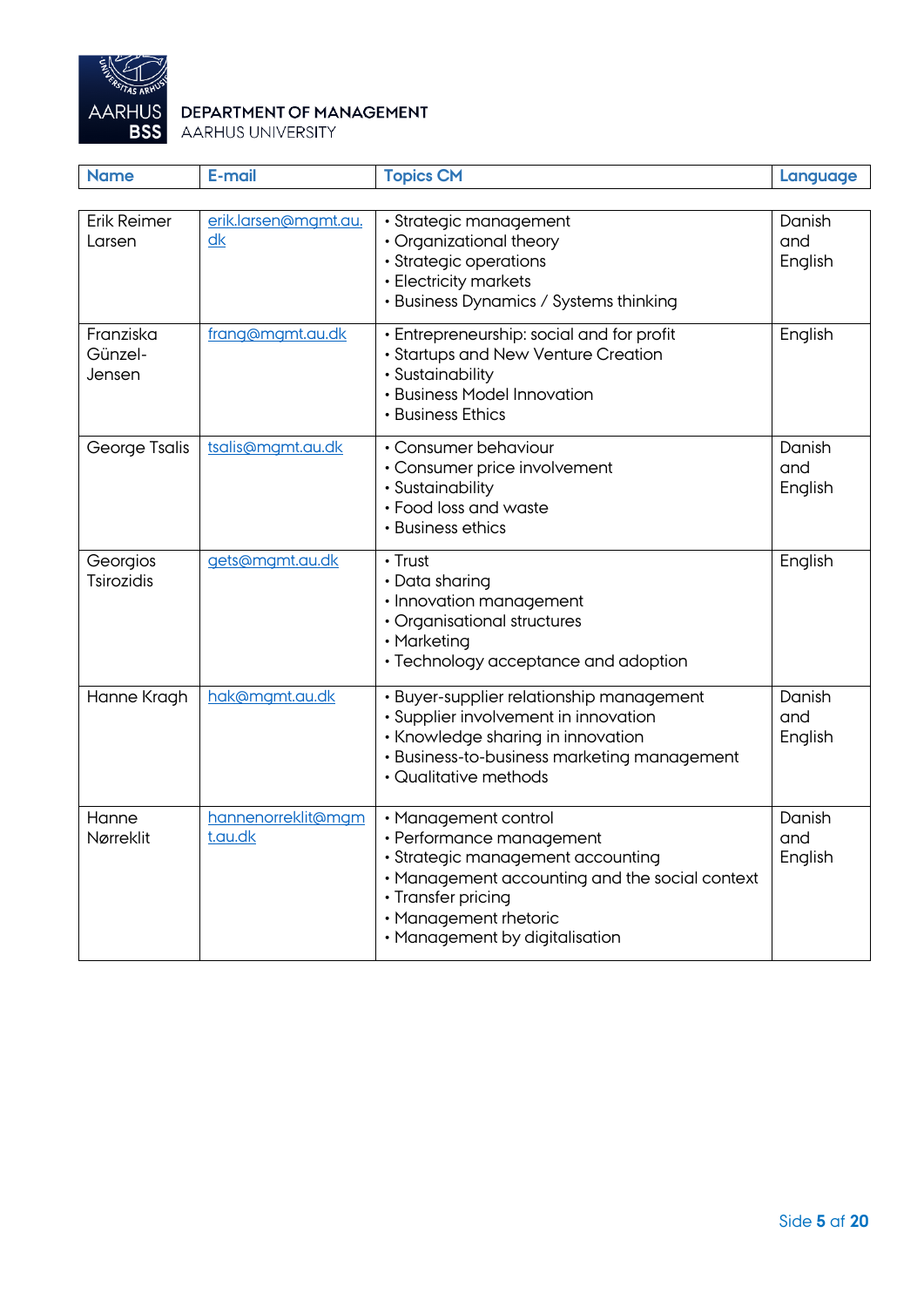| Name | E-mail | Topics CM | Language |
|---|---|---|---|
| Erik Reimer Larsen | erik.larsen@mgmt.au.dk | • Strategic management<br>• Organizational theory<br>• Strategic operations<br>• Electricity markets<br>• Business Dynamics / Systems thinking | Danish and English |
| Franziska Günzel-Jensen | frang@mgmt.au.dk | • Entrepreneurship: social and for profit<br>• Startups and New Venture Creation<br>• Sustainability<br>• Business Model Innovation<br>• Business Ethics | English |
| George Tsalis | tsalis@mgmt.au.dk | • Consumer behaviour<br>• Consumer price involvement<br>• Sustainability<br>• Food loss and waste<br>• Business ethics | Danish and English |
| Georgios Tsirozidis | gets@mgmt.au.dk | • Trust<br>• Data sharing<br>• Innovation management<br>• Organisational structures<br>• Marketing<br>• Technology acceptance and adoption | English |
| Hanne Kragh | hak@mgmt.au.dk | • Buyer-supplier relationship management<br>• Supplier involvement in innovation<br>• Knowledge sharing in innovation<br>• Business-to-business marketing management<br>• Qualitative methods | Danish and English |
| Hanne Nørreklit | hannenorreklit@mgmt.au.dk | • Management control<br>• Performance management<br>• Strategic management accounting<br>• Management accounting and the social context<br>• Transfer pricing<br>• Management rhetoric<br>• Management by digitalisation | Danish and English |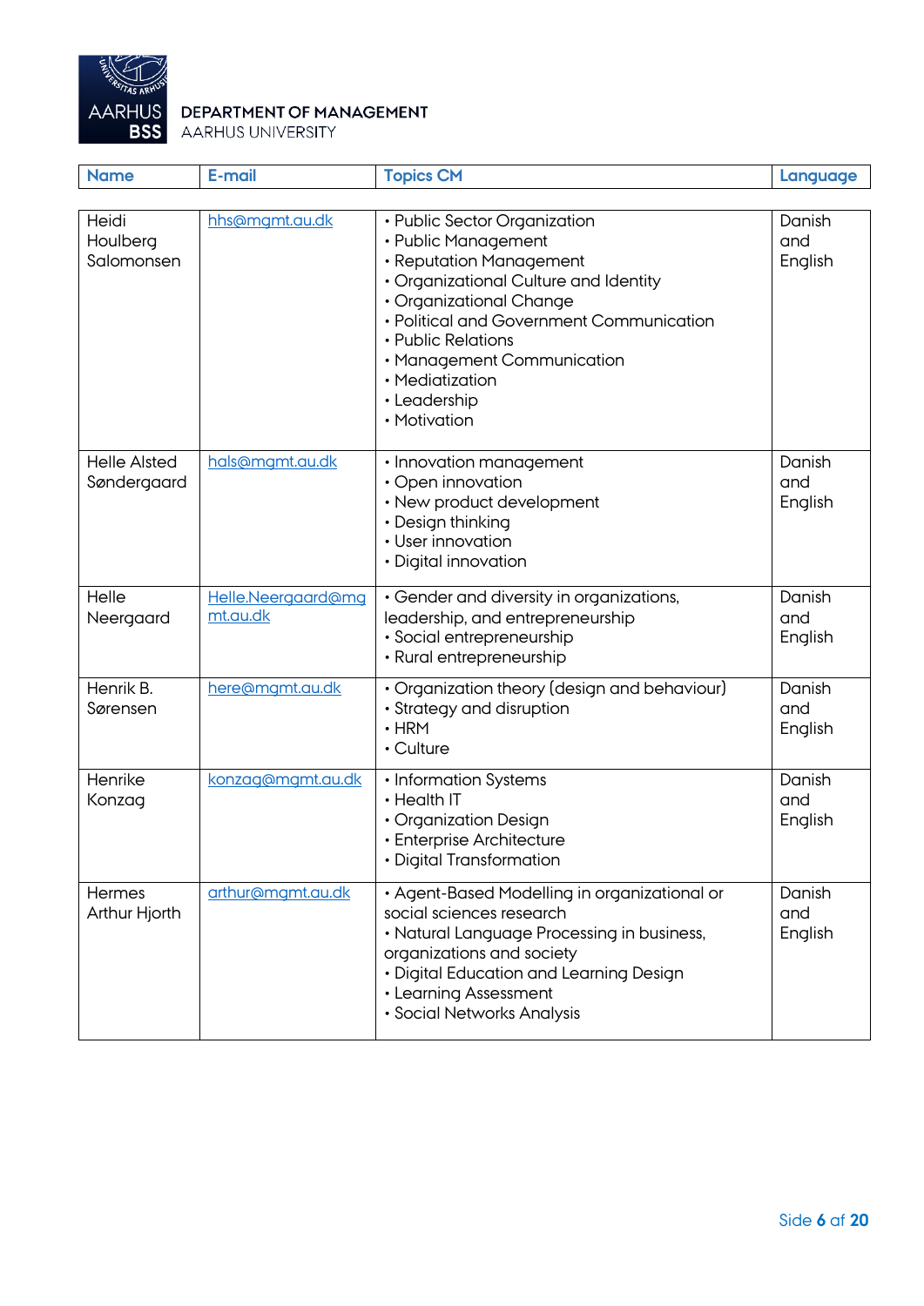DEPARTMENT OF MANAGEMENT
AARHUS UNIVERSITY

| Name | E-mail | Topics CM | Language |
|---|---|---|---|
| Heidi Houlberg Salomonsen | hhs@mgmt.au.dk | • Public Sector Organization<br>• Public Management<br>• Reputation Management<br>• Organizational Culture and Identity<br>• Organizational Change<br>• Political and Government Communication<br>• Public Relations<br>• Management Communication<br>• Mediatization<br>• Leadership<br>• Motivation | Danish and English |
| Helle Alsted Søndergaard | hals@mgmt.au.dk | • Innovation management<br>• Open innovation<br>• New product development<br>• Design thinking<br>• User innovation<br>• Digital innovation | Danish and English |
| Helle Neergaard | Helle.Neergaard@mgmt.au.dk | • Gender and diversity in organizations, leadership, and entrepreneurship<br>• Social entrepreneurship<br>• Rural entrepreneurship | Danish and English |
| Henrik B. Sørensen | here@mgmt.au.dk | • Organization theory (design and behaviour)<br>• Strategy and disruption<br>• HRM<br>• Culture | Danish and English |
| Henrike Konzag | konzag@mgmt.au.dk | • Information Systems<br>• Health IT<br>• Organization Design<br>• Enterprise Architecture<br>• Digital Transformation | Danish and English |
| Hermes Arthur Hjorth | arthur@mgmt.au.dk | • Agent-Based Modelling in organizational or social sciences research<br>• Natural Language Processing in business, organizations and society<br>• Digital Education and Learning Design<br>• Learning Assessment<br>• Social Networks Analysis | Danish and English |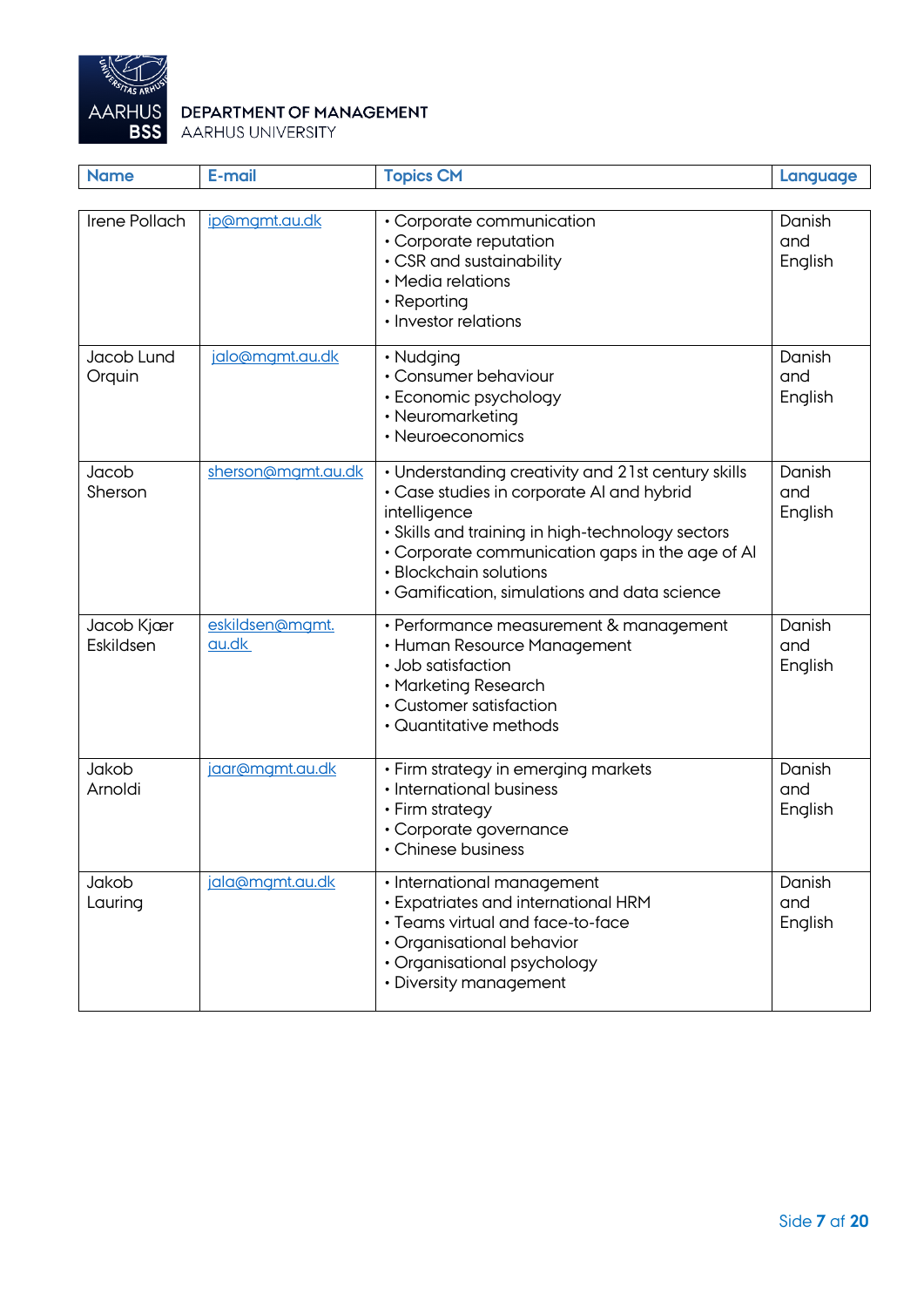| Name | E-mail | Topics CM | Language |
|---|---|---|---|
| Irene Pollach | ip@mgmt.au.dk | • Corporate communication<br>• Corporate reputation<br>• CSR and sustainability<br>• Media relations<br>• Reporting<br>• Investor relations | Danish and English |
| Jacob Lund Orquin | jalo@mgmt.au.dk | • Nudging<br>• Consumer behaviour<br>• Economic psychology<br>• Neuromarketing<br>• Neuroeconomics | Danish and English |
| Jacob Sherson | sherson@mgmt.au.dk | • Understanding creativity and 21st century skills<br>• Case studies in corporate AI and hybrid intelligence<br>• Skills and training in high-technology sectors<br>• Corporate communication gaps in the age of AI<br>• Blockchain solutions<br>• Gamification, simulations and data science | Danish and English |
| Jacob Kjær Eskildsen | eskildsen@mgmt.au.dk | • Performance measurement & management<br>• Human Resource Management<br>• Job satisfaction<br>• Marketing Research<br>• Customer satisfaction<br>• Quantitative methods | Danish and English |
| Jakob Arnoldi | jaar@mgmt.au.dk | • Firm strategy in emerging markets<br>• International business<br>• Firm strategy<br>• Corporate governance<br>• Chinese business | Danish and English |
| Jakob Lauring | jala@mgmt.au.dk | • International management<br>• Expatriates and international HRM<br>• Teams virtual and face-to-face<br>• Organisational behavior<br>• Organisational psychology<br>• Diversity management | Danish and English |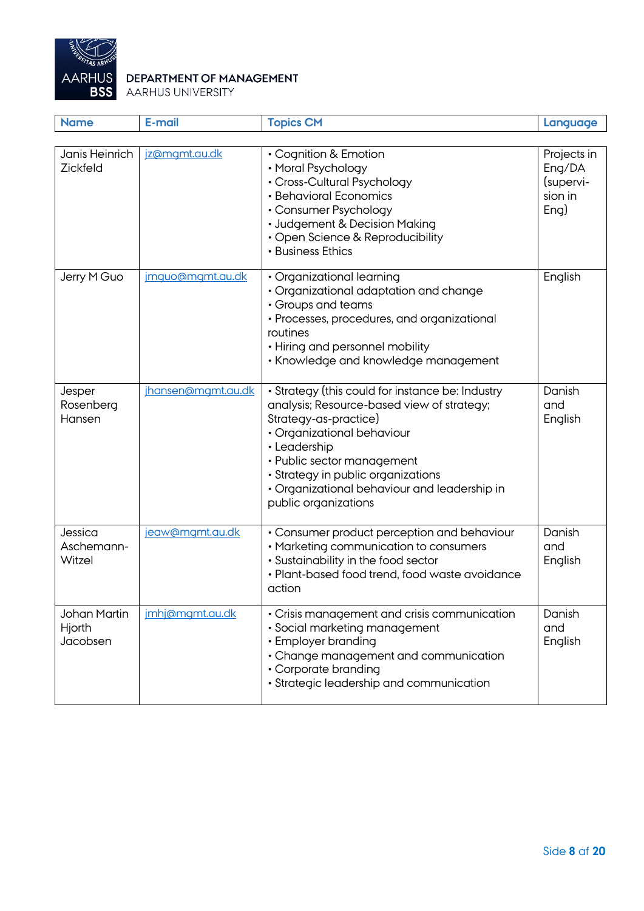**DEPARTMENT OF MANAGEMENT**
AARHUS UNIVERSITY

| Name | E-mail | Topics CM | Language |
|---|---|---|---|
| Janis Heinrich Zickfeld | jz@mgmt.au.dk | • Cognition & Emotion<br>• Moral Psychology<br>• Cross-Cultural Psychology<br>• Behavioral Economics<br>• Consumer Psychology<br>• Judgement & Decision Making<br>• Open Science & Reproducibility<br>• Business Ethics | Projects in Eng/DA (supervi-sion in Eng) |
| Jerry M Guo | jmguo@mgmt.au.dk | • Organizational learning<br>• Organizational adaptation and change<br>• Groups and teams<br>• Processes, procedures, and organizational routines<br>• Hiring and personnel mobility<br>• Knowledge and knowledge management | English |
| Jesper Rosenberg Hansen | jhansen@mgmt.au.dk | • Strategy (this could for instance be: Industry analysis; Resource-based view of strategy; Strategy-as-practice)<br>• Organizational behaviour<br>• Leadership<br>• Public sector management<br>• Strategy in public organizations<br>• Organizational behaviour and leadership in public organizations | Danish and English |
| Jessica Aschemann-Witzel | jeaw@mgmt.au.dk | • Consumer product perception and behaviour<br>• Marketing communication to consumers<br>• Sustainability in the food sector<br>• Plant-based food trend, food waste avoidance action | Danish and English |
| Johan Martin Hjorth Jacobsen | jmhj@mgmt.au.dk | • Crisis management and crisis communication<br>• Social marketing management<br>• Employer branding<br>• Change management and communication<br>• Corporate branding<br>• Strategic leadership and communication | Danish and English |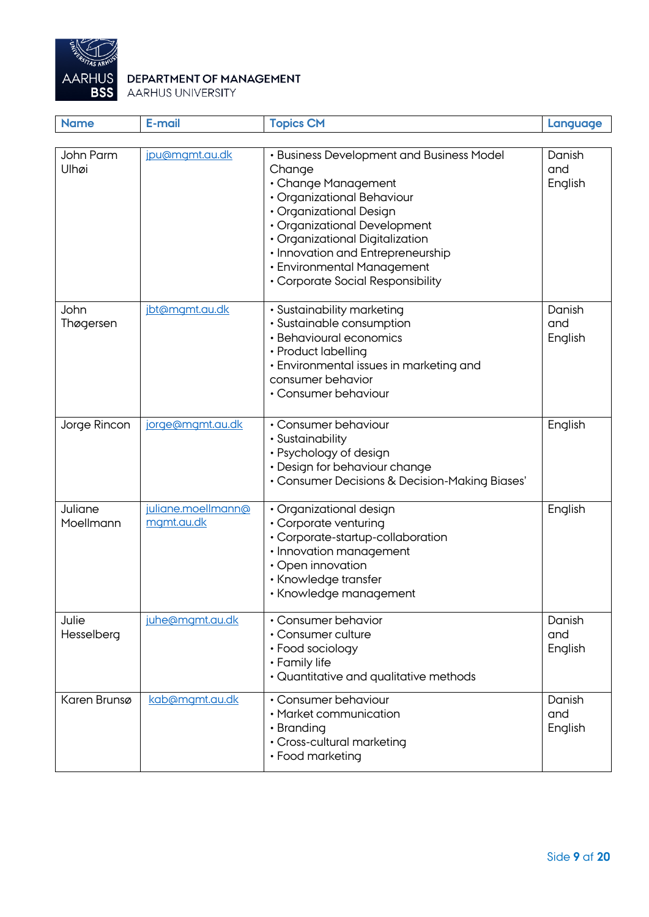DEPARTMENT OF MANAGEMENT
AARHUS UNIVERSITY

| Name | E-mail | Topics CM | Language |
|---|---|---|---|
| John Parm Ulhøi | jpu@mgmt.au.dk | • Business Development and Business Model Change<br>• Change Management<br>• Organizational Behaviour<br>• Organizational Design<br>• Organizational Development<br>• Organizational Digitalization<br>• Innovation and Entrepreneurship<br>• Environmental Management<br>• Corporate Social Responsibility | Danish and English |
| John Thøgersen | jbt@mgmt.au.dk | • Sustainability marketing<br>• Sustainable consumption<br>• Behavioural economics<br>• Product labelling<br>• Environmental issues in marketing and consumer behavior<br>• Consumer behaviour | Danish and English |
| Jorge Rincon | jorge@mgmt.au.dk | • Consumer behaviour<br>• Sustainability<br>• Psychology of design<br>• Design for behaviour change<br>• Consumer Decisions & Decision-Making Biases' | English |
| Juliane Moellmann | juliane.moellmann@mgmt.au.dk | • Organizational design<br>• Corporate venturing<br>• Corporate-startup-collaboration<br>• Innovation management<br>• Open innovation<br>• Knowledge transfer<br>• Knowledge management | English |
| Julie Hesselberg | juhe@mgmt.au.dk | • Consumer behavior<br>• Consumer culture<br>• Food sociology<br>• Family life<br>• Quantitative and qualitative methods | Danish and English |
| Karen Brunsø | kab@mgmt.au.dk | • Consumer behaviour<br>• Market communication<br>• Branding<br>• Cross-cultural marketing<br>• Food marketing | Danish and English |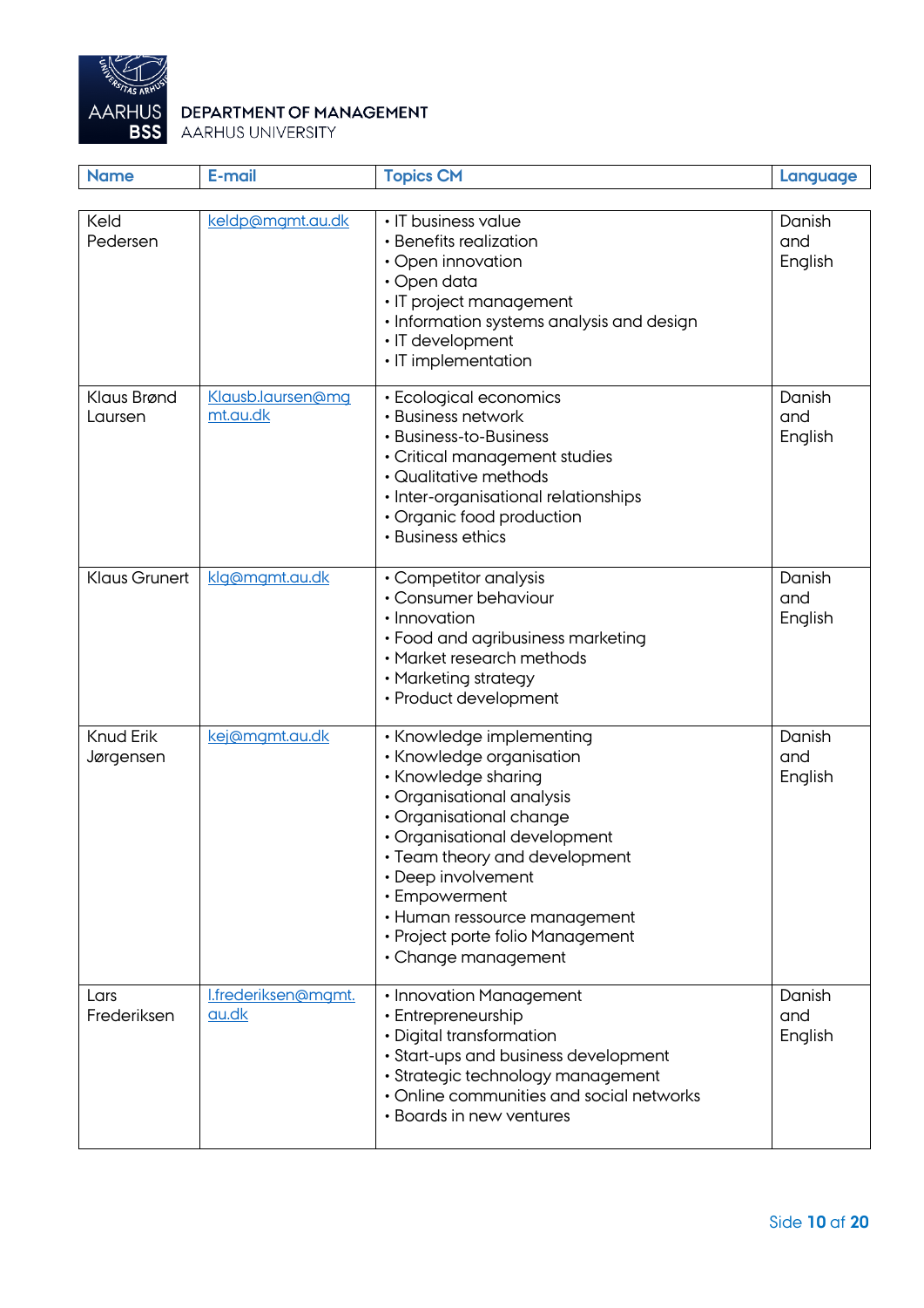| Name | E-mail | Topics CM | Language |
|---|---|---|---|
| Keld Pedersen | keldp@mgmt.au.dk | • IT business value<br>• Benefits realization<br>• Open innovation<br>• Open data<br>• IT project management<br>• Information systems analysis and design<br>• IT development<br>• IT implementation | Danish and English |
| Klaus Brønd Laursen | Klausb.laursen@mgmt.au.dk | • Ecological economics<br>• Business network<br>• Business-to-Business<br>• Critical management studies<br>• Qualitative methods<br>• Inter-organisational relationships<br>• Organic food production<br>• Business ethics | Danish and English |
| Klaus Grunert | klg@mgmt.au.dk | • Competitor analysis<br>• Consumer behaviour<br>• Innovation<br>• Food and agribusiness marketing<br>• Market research methods<br>• Marketing strategy<br>• Product development | Danish and English |
| Knud Erik Jørgensen | kej@mgmt.au.dk | • Knowledge implementing<br>• Knowledge organisation<br>• Knowledge sharing<br>• Organisational analysis<br>• Organisational change<br>• Organisational development<br>• Team theory and development<br>• Deep involvement<br>• Empowerment<br>• Human ressource management<br>• Project porte folio Management<br>• Change management | Danish and English |
| Lars Frederiksen | l.frederiksen@mgmt.au.dk | • Innovation Management<br>• Entrepreneurship<br>• Digital transformation<br>• Start-ups and business development<br>• Strategic technology management<br>• Online communities and social networks<br>• Boards in new ventures | Danish and English |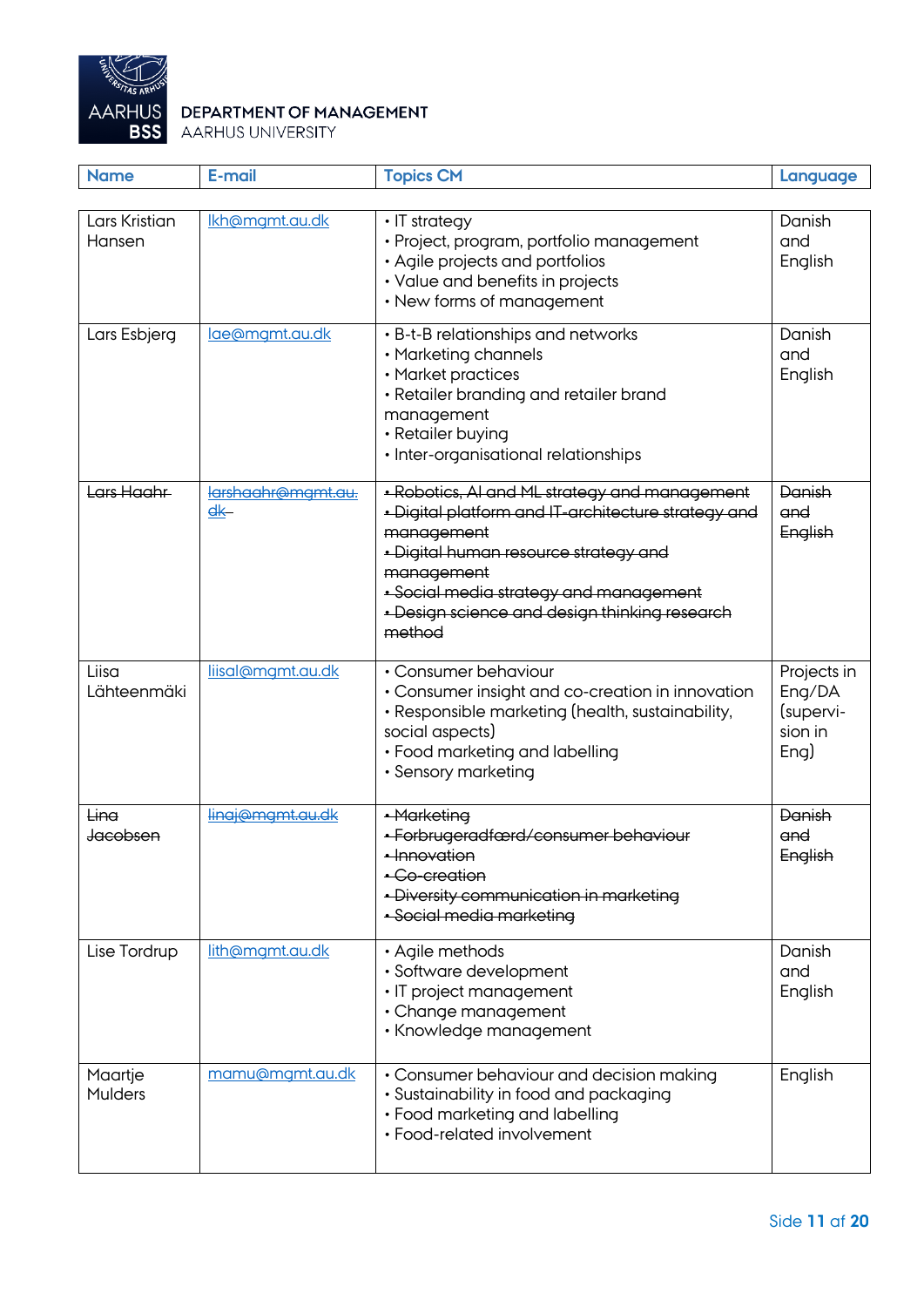**DEPARTMENT OF MANAGEMENT**
AARHUS UNIVERSITY

| Name | E-mail | Topics CM | Language |
|---|---|---|---|
| Lars Kristian Hansen | lkh@mgmt.au.dk | • IT strategy<br>• Project, program, portfolio management<br>• Agile projects and portfolios<br>• Value and benefits in projects<br>• New forms of management | Danish and English |
| Lars Esbjerg | lae@mgmt.au.dk | • B-t-B relationships and networks<br>• Marketing channels<br>• Market practices<br>• Retailer branding and retailer brand management<br>• Retailer buying<br>• Inter-organisational relationships | Danish and English |
| ~~Lars Haahr~~ | ~~larshaahr@mgmt.au.dk~~ | ~~• Robotics, AI and ML strategy and management~~<br>~~• Digital platform and IT-architecture strategy and management~~<br>~~• Digital human resource strategy and management~~<br>~~• Social media strategy and management~~<br>~~• Design science and design thinking research method~~ | ~~Danish and English~~ |
| Liisa Lähteenmäki | liisal@mgmt.au.dk | • Consumer behaviour<br>• Consumer insight and co-creation in innovation<br>• Responsible marketing (health, sustainability, social aspects)<br>• Food marketing and labelling<br>• Sensory marketing | Projects in Eng/DA (supervision in Eng) |
| ~~Lina Jacobsen~~ | ~~linaj@mgmt.au.dk~~ | ~~• Marketing~~<br>~~• Forbrugeradfærd/consumer behaviour~~<br>~~• Innovation~~<br>~~• Co-creation~~<br>~~• Diversity communication in marketing~~<br>~~• Social media marketing~~ | ~~Danish and English~~ |
| Lise Tordrup | lith@mgmt.au.dk | • Agile methods<br>• Software development<br>• IT project management<br>• Change management<br>• Knowledge management | Danish and English |
| Maartje Mulders | mamu@mgmt.au.dk | • Consumer behaviour and decision making<br>• Sustainability in food and packaging<br>• Food marketing and labelling<br>• Food-related involvement | English |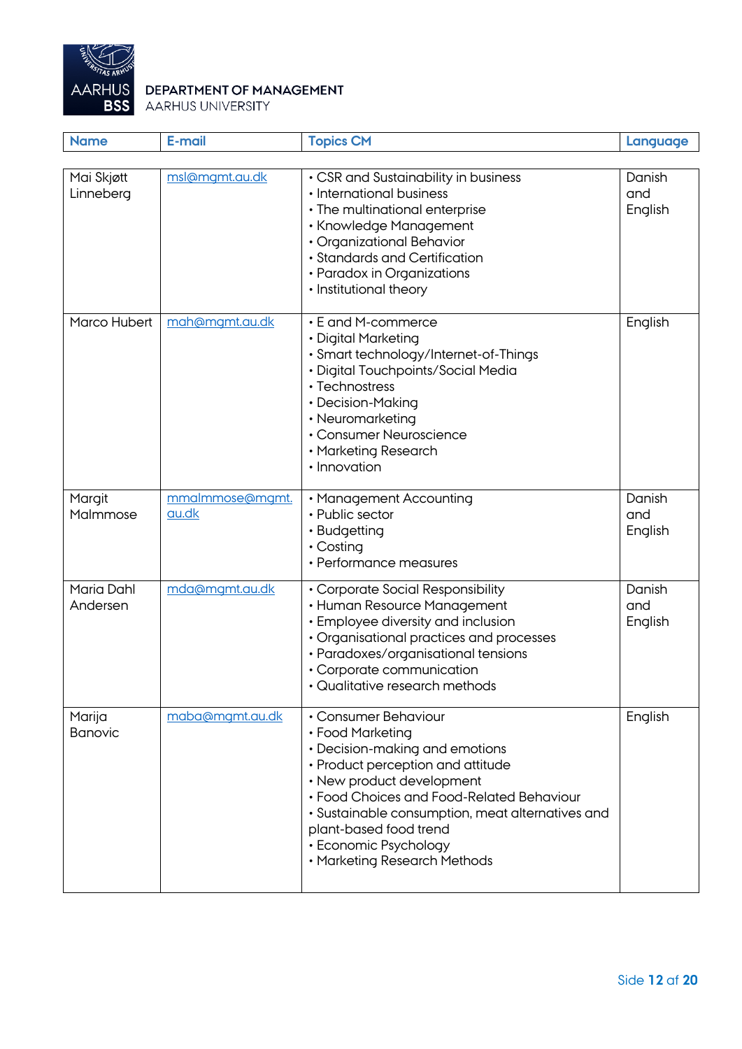DEPARTMENT OF MANAGEMENT
AARHUS UNIVERSITY

| Name | E-mail | Topics CM | Language |
|---|---|---|---|
| Mai Skjøtt Linneberg | msl@mgmt.au.dk | • CSR and Sustainability in business<br>• International business<br>• The multinational enterprise<br>• Knowledge Management<br>• Organizational Behavior<br>• Standards and Certification<br>• Paradox in Organizations<br>• Institutional theory | Danish and English |
| Marco Hubert | mah@mgmt.au.dk | • E and M-commerce<br>• Digital Marketing<br>• Smart technology/Internet-of-Things<br>• Digital Touchpoints/Social Media<br>• Technostress<br>• Decision-Making<br>• Neuromarketing<br>• Consumer Neuroscience<br>• Marketing Research<br>• Innovation | English |
| Margit Malmmose | mmalmmose@mgmt.au.dk | • Management Accounting<br>• Public sector<br>• Budgetting<br>• Costing<br>• Performance measures | Danish and English |
| Maria Dahl Andersen | mda@mgmt.au.dk | • Corporate Social Responsibility<br>• Human Resource Management<br>• Employee diversity and inclusion<br>• Organisational practices and processes<br>• Paradoxes/organisational tensions<br>• Corporate communication<br>• Qualitative research methods | Danish and English |
| Marija Banovic | maba@mgmt.au.dk | • Consumer Behaviour<br>• Food Marketing<br>• Decision-making and emotions<br>• Product perception and attitude<br>• New product development<br>• Food Choices and Food-Related Behaviour<br>• Sustainable consumption, meat alternatives and plant-based food trend<br>• Economic Psychology<br>• Marketing Research Methods | English |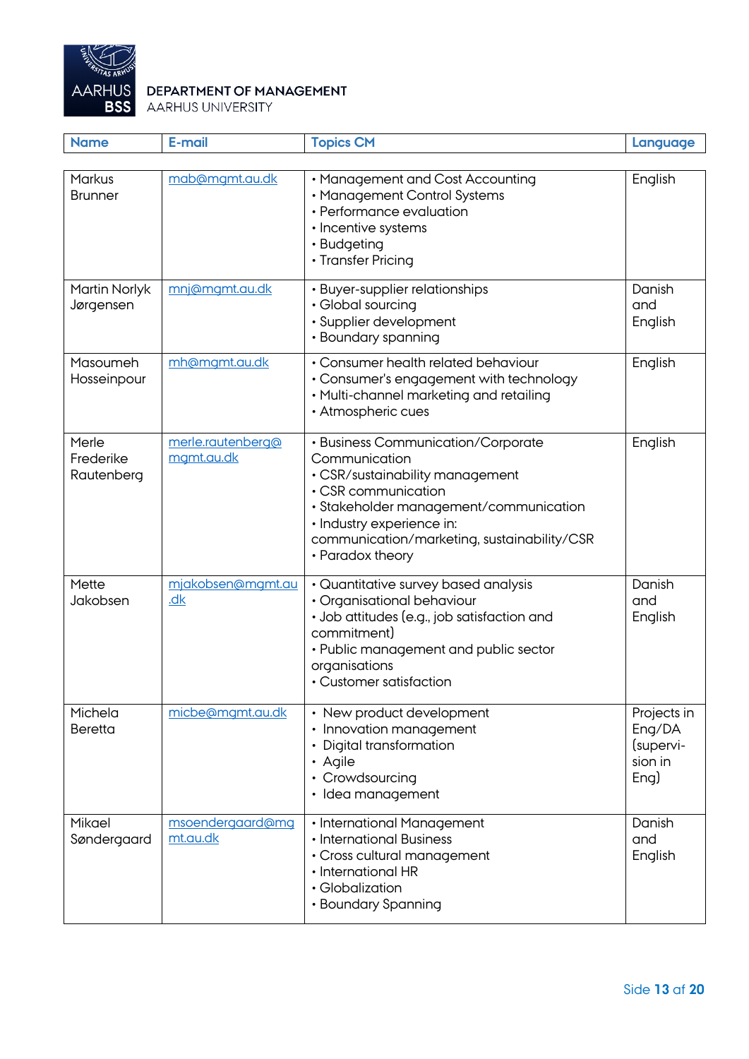DEPARTMENT OF MANAGEMENT
AARHUS UNIVERSITY

| Name | E-mail | Topics CM | Language |
|---|---|---|---|
| Markus Brunner | mab@mgmt.au.dk | • Management and Cost Accounting<br>• Management Control Systems<br>• Performance evaluation<br>• Incentive systems<br>• Budgeting<br>• Transfer Pricing | English |
| Martin Norlyk Jørgensen | mnj@mgmt.au.dk | • Buyer-supplier relationships<br>• Global sourcing<br>• Supplier development<br>• Boundary spanning | Danish and English |
| Masoumeh Hosseinpour | mh@mgmt.au.dk | • Consumer health related behaviour<br>• Consumer's engagement with technology<br>• Multi-channel marketing and retailing<br>• Atmospheric cues | English |
| Merle Frederike Rautenberg | merle.rautenberg@mgmt.au.dk | • Business Communication/Corporate Communication<br>• CSR/sustainability management<br>• CSR communication<br>• Stakeholder management/communication<br>• Industry experience in: communication/marketing, sustainability/CSR<br>• Paradox theory | English |
| Mette Jakobsen | mjakobsen@mgmt.au.dk | • Quantitative survey based analysis<br>• Organisational behaviour<br>• Job attitudes (e.g., job satisfaction and commitment)<br>• Public management and public sector organisations<br>• Customer satisfaction | Danish and English |
| Michela Beretta | micbe@mgmt.au.dk | • New product development<br>• Innovation management<br>• Digital transformation<br>• Agile<br>• Crowdsourcing<br>• Idea management | Projects in Eng/DA (supervision in Eng) |
| Mikael Søndergaard | msoendergaard@mgmt.au.dk | • International Management<br>• International Business<br>• Cross cultural management<br>• International HR<br>• Globalization<br>• Boundary Spanning | Danish and English |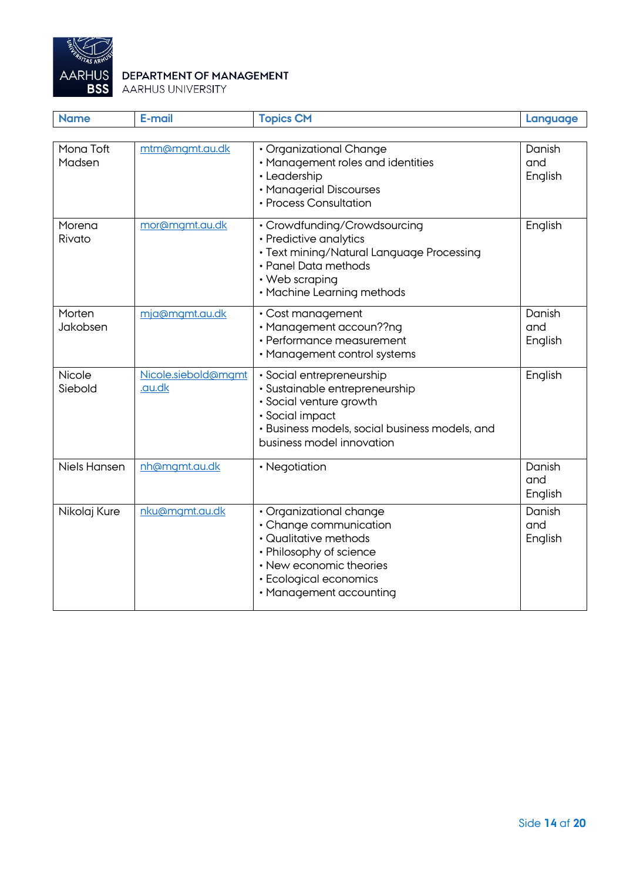| Name | E-mail | Topics CM | Language |
|---|---|---|---|
| Mona Toft Madsen | mtm@mgmt.au.dk | • Organizational Change<br>• Management roles and identities<br>• Leadership<br>• Managerial Discourses<br>• Process Consultation | Danish and English |
| Morena Rivato | mor@mgmt.au.dk | • Crowdfunding/Crowdsourcing<br>• Predictive analytics<br>• Text mining/Natural Language Processing<br>• Panel Data methods<br>• Web scraping<br>• Machine Learning methods | English |
| Morten Jakobsen | mja@mgmt.au.dk | • Cost management<br>• Management accoun??ng<br>• Performance measurement<br>• Management control systems | Danish and English |
| Nicole Siebold | Nicole.siebold@mgmt.au.dk | • Social entrepreneurship<br>• Sustainable entrepreneurship<br>• Social venture growth<br>• Social impact<br>• Business models, social business models, and business model innovation | English |
| Niels Hansen | nh@mgmt.au.dk | • Negotiation | Danish and English |
| Nikolaj Kure | nku@mgmt.au.dk | • Organizational change<br>• Change communication<br>• Qualitative methods<br>• Philosophy of science<br>• New economic theories<br>• Ecological economics<br>• Management accounting | Danish and English |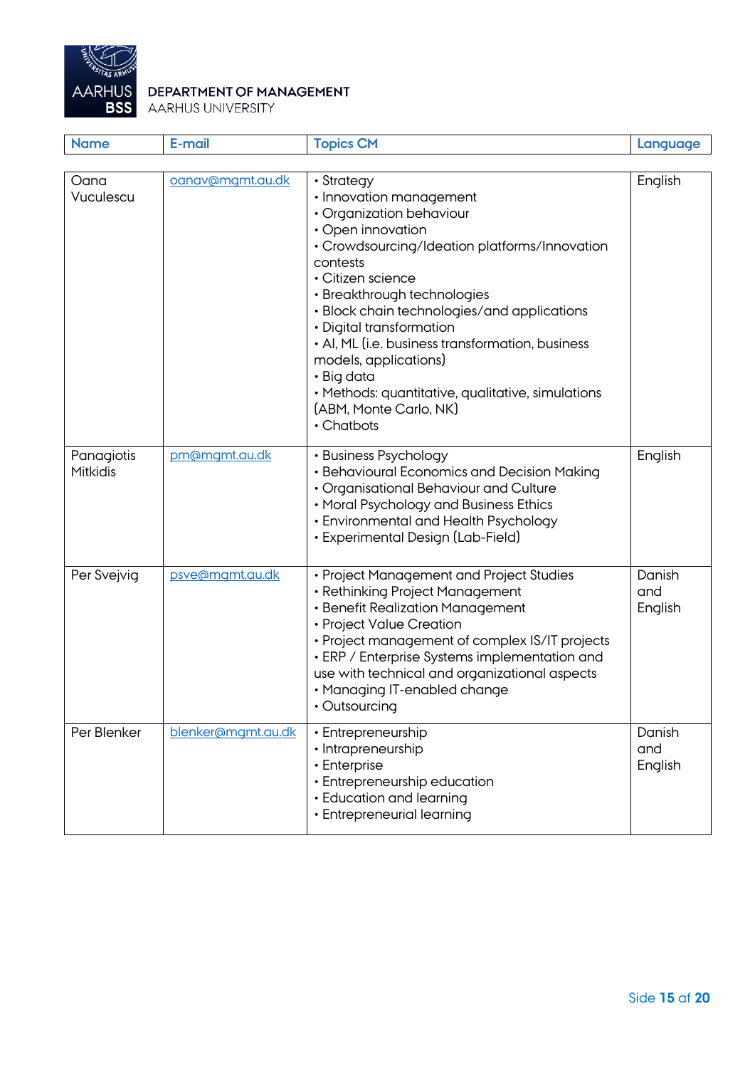| Name | E-mail | Topics CM | Language |
|---|---|---|---|
| Oana Vuculescu | oanav@mgmt.au.dk | • Strategy<br>• Innovation management<br>• Organization behaviour<br>• Open innovation<br>• Crowdsourcing/Ideation platforms/Innovation contests<br>• Citizen science<br>• Breakthrough technologies<br>• Block chain technologies/and applications<br>• Digital transformation<br>• AI, ML (i.e. business transformation, business models, applications)<br>• Big data<br>• Methods: quantitative, qualitative, simulations (ABM, Monte Carlo, NK)<br>• Chatbots | English |
| Panagiotis Mitkidis | pm@mgmt.au.dk | • Business Psychology<br>• Behavioural Economics and Decision Making<br>• Organisational Behaviour and Culture<br>• Moral Psychology and Business Ethics<br>• Environmental and Health Psychology<br>• Experimental Design (Lab-Field) | English |
| Per Svejvig | psve@mgmt.au.dk | • Project Management and Project Studies<br>• Rethinking Project Management<br>• Benefit Realization Management<br>• Project Value Creation<br>• Project management of complex IS/IT projects<br>• ERP / Enterprise Systems implementation and use with technical and organizational aspects<br>• Managing IT-enabled change<br>• Outsourcing | Danish and English |
| Per Blenker | blenker@mgmt.au.dk | • Entrepreneurship<br>• Intrapreneurship<br>• Enterprise<br>• Entrepreneurship education<br>• Education and learning<br>• Entrepreneurial learning | Danish and English |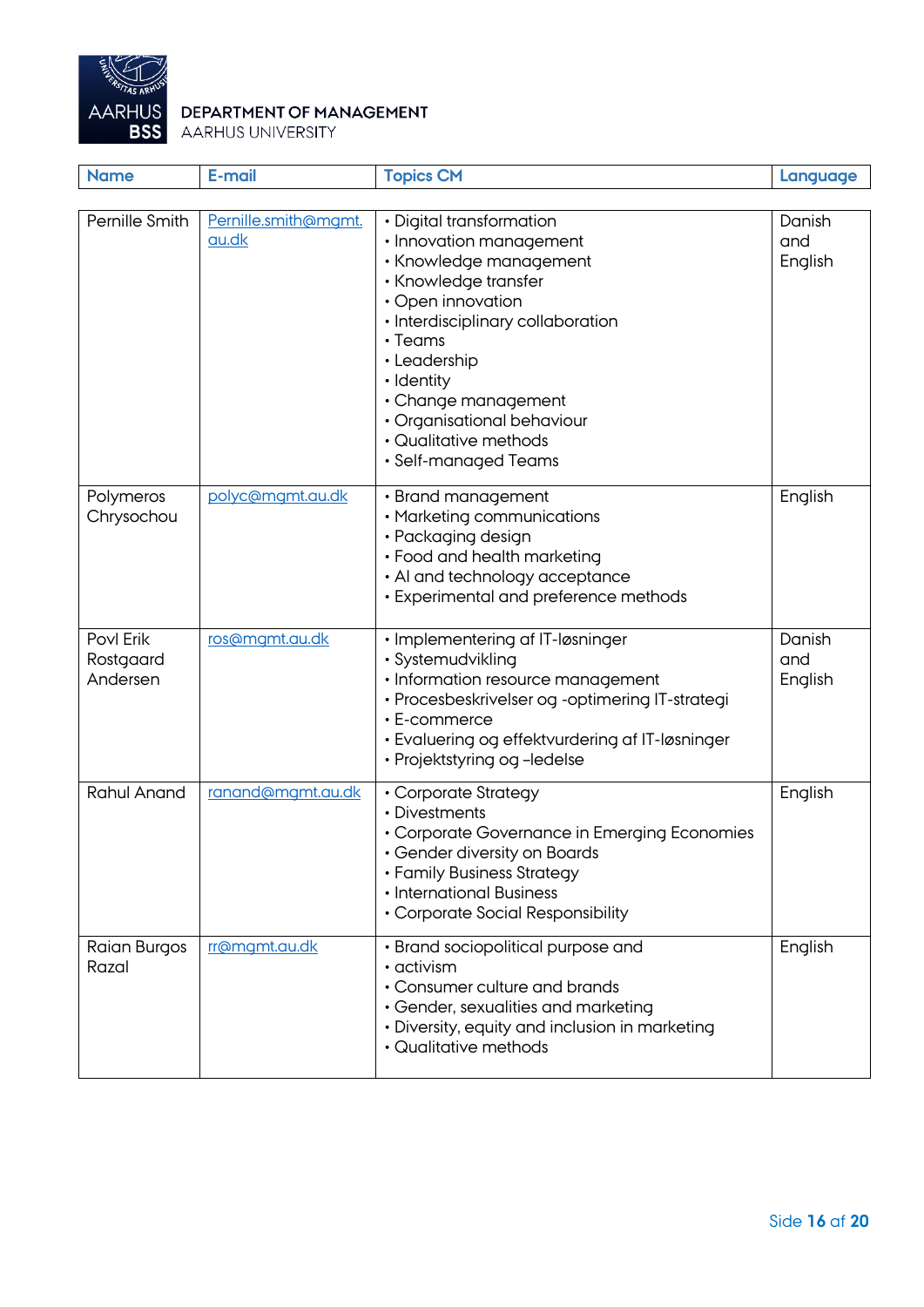DEPARTMENT OF MANAGEMENT
AARHUS UNIVERSITY

| Name | E-mail | Topics CM | Language |
|---|---|---|---|
| Pernille Smith | Pernille.smith@mgmt.au.dk | • Digital transformation<br>• Innovation management<br>• Knowledge management<br>• Knowledge transfer<br>• Open innovation<br>• Interdisciplinary collaboration<br>• Teams<br>• Leadership<br>• Identity<br>• Change management<br>• Organisational behaviour<br>• Qualitative methods<br>• Self-managed Teams | Danish and English |
| Polymeros Chrysochou | polyc@mgmt.au.dk | • Brand management<br>• Marketing communications<br>• Packaging design<br>• Food and health marketing<br>• AI and technology acceptance<br>• Experimental and preference methods | English |
| Povl Erik Rostgaard Andersen | ros@mgmt.au.dk | • Implementering af IT-løsninger<br>• Systemudvikling<br>• Information resource management<br>• Procesbeskrivelser og -optimering IT-strategi<br>• E-commerce<br>• Evaluering og effektvurdering af IT-løsninger<br>• Projektstyring og –ledelse | Danish and English |
| Rahul Anand | ranand@mgmt.au.dk | • Corporate Strategy<br>• Divestments<br>• Corporate Governance in Emerging Economies<br>• Gender diversity on Boards<br>• Family Business Strategy<br>• International Business<br>• Corporate Social Responsibility | English |
| Raian Burgos Razal | rr@mgmt.au.dk | • Brand sociopolitical purpose and<br>• activism<br>• Consumer culture and brands<br>• Gender, sexualities and marketing<br>• Diversity, equity and inclusion in marketing<br>• Qualitative methods | English |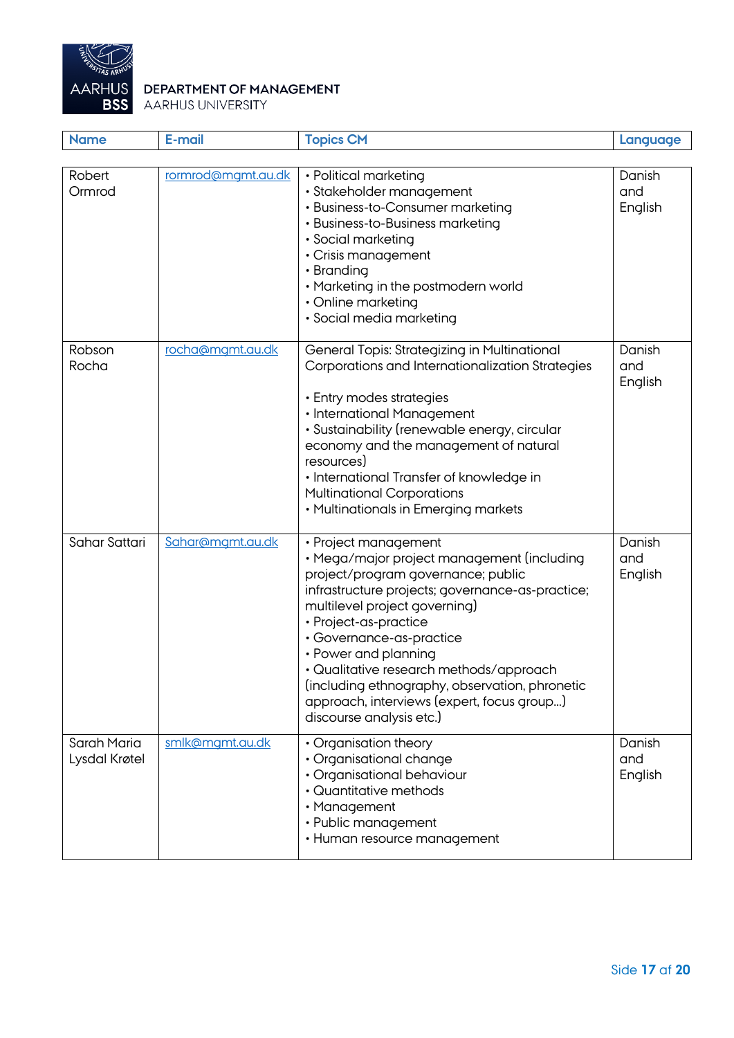| Name | E-mail | Topics CM | Language |
|---|---|---|---|
| Robert Ormrod | rormrod@mgmt.au.dk | • Political marketing<br>• Stakeholder management<br>• Business-to-Consumer marketing<br>• Business-to-Business marketing<br>• Social marketing<br>• Crisis management<br>• Branding<br>• Marketing in the postmodern world<br>• Online marketing<br>• Social media marketing | Danish and English |
| Robson Rocha | rocha@mgmt.au.dk | General Topis: Strategizing in Multinational Corporations and Internationalization Strategies<br><br>• Entry modes strategies<br>• International Management<br>• Sustainability (renewable energy, circular economy and the management of natural resources)<br>• International Transfer of knowledge in Multinational Corporations<br>• Multinationals in Emerging markets | Danish and English |
| Sahar Sattari | Sahar@mgmt.au.dk | • Project management<br>• Mega/major project management (including project/program governance; public infrastructure projects; governance-as-practice; multilevel project governing)<br>• Project-as-practice<br>• Governance-as-practice<br>• Power and planning<br>• Qualitative research methods/approach (including ethnography, observation, phronetic approach, interviews (expert, focus group…) discourse analysis etc.) | Danish and English |
| Sarah Maria Lysdal Krøtel | smlk@mgmt.au.dk | • Organisation theory<br>• Organisational change<br>• Organisational behaviour<br>• Quantitative methods<br>• Management<br>• Public management<br>• Human resource management | Danish and English |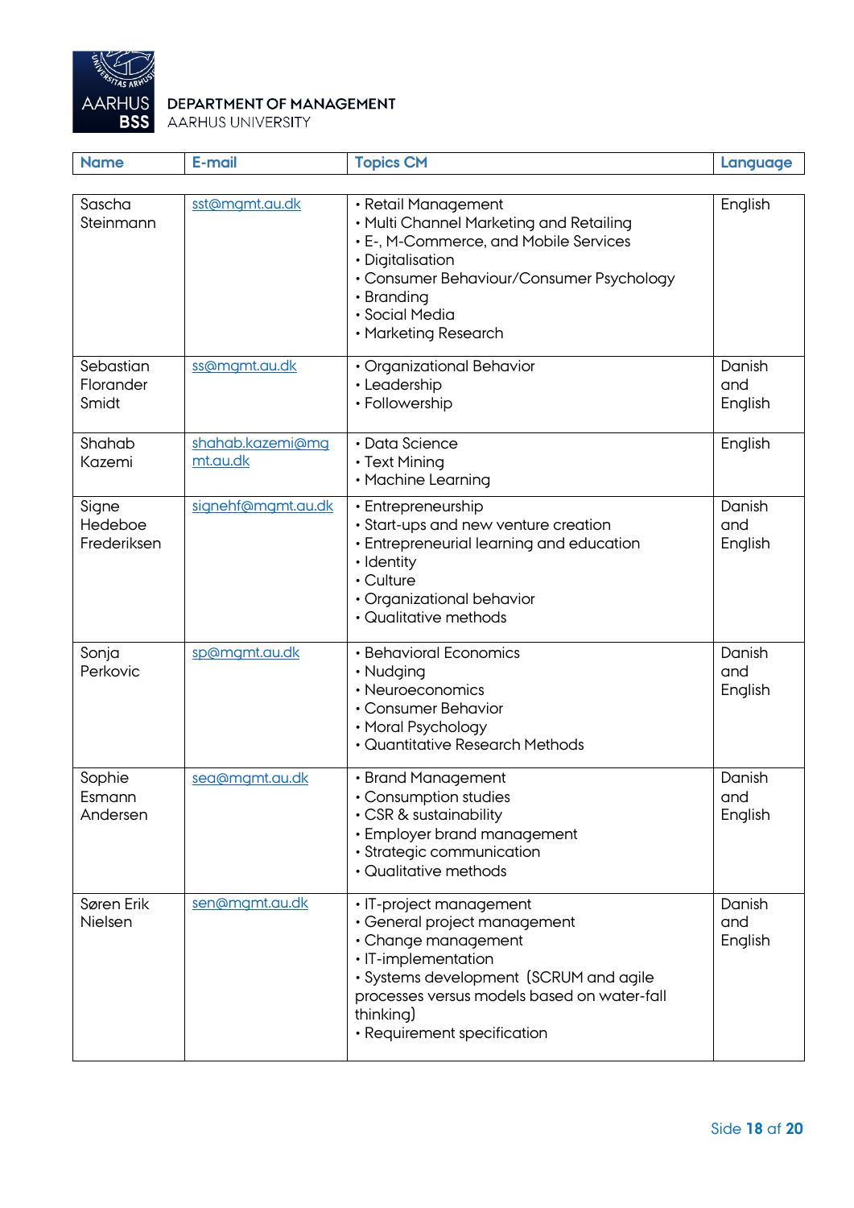DEPARTMENT OF MANAGEMENT
AARHUS UNIVERSITY

| Name | E-mail | Topics CM | Language |
|---|---|---|---|
| Sascha Steinmann | sst@mgmt.au.dk | • Retail Management<br>• Multi Channel Marketing and Retailing<br>• E-, M-Commerce, and Mobile Services<br>• Digitalisation<br>• Consumer Behaviour/Consumer Psychology<br>• Branding<br>• Social Media<br>• Marketing Research | English |
| Sebastian Florander Smidt | ss@mgmt.au.dk | • Organizational Behavior<br>• Leadership<br>• Followership | Danish and English |
| Shahab Kazemi | shahab.kazemi@mgmt.au.dk | • Data Science<br>• Text Mining<br>• Machine Learning | English |
| Signe Hedeboe Frederiksen | signehf@mgmt.au.dk | • Entrepreneurship<br>• Start-ups and new venture creation<br>• Entrepreneurial learning and education<br>• Identity<br>• Culture<br>• Organizational behavior<br>• Qualitative methods | Danish and English |
| Sonja Perkovic | sp@mgmt.au.dk | • Behavioral Economics<br>• Nudging<br>• Neuroeconomics<br>• Consumer Behavior<br>• Moral Psychology<br>• Quantitative Research Methods | Danish and English |
| Sophie Esmann Andersen | sea@mgmt.au.dk | • Brand Management<br>• Consumption studies<br>• CSR & sustainability<br>• Employer brand management<br>• Strategic communication<br>• Qualitative methods | Danish and English |
| Søren Erik Nielsen | sen@mgmt.au.dk | • IT-project management<br>• General project management<br>• Change management<br>• IT-implementation<br>• Systems development (SCRUM and agile processes versus models based on water-fall thinking)<br>• Requirement specification | Danish and English |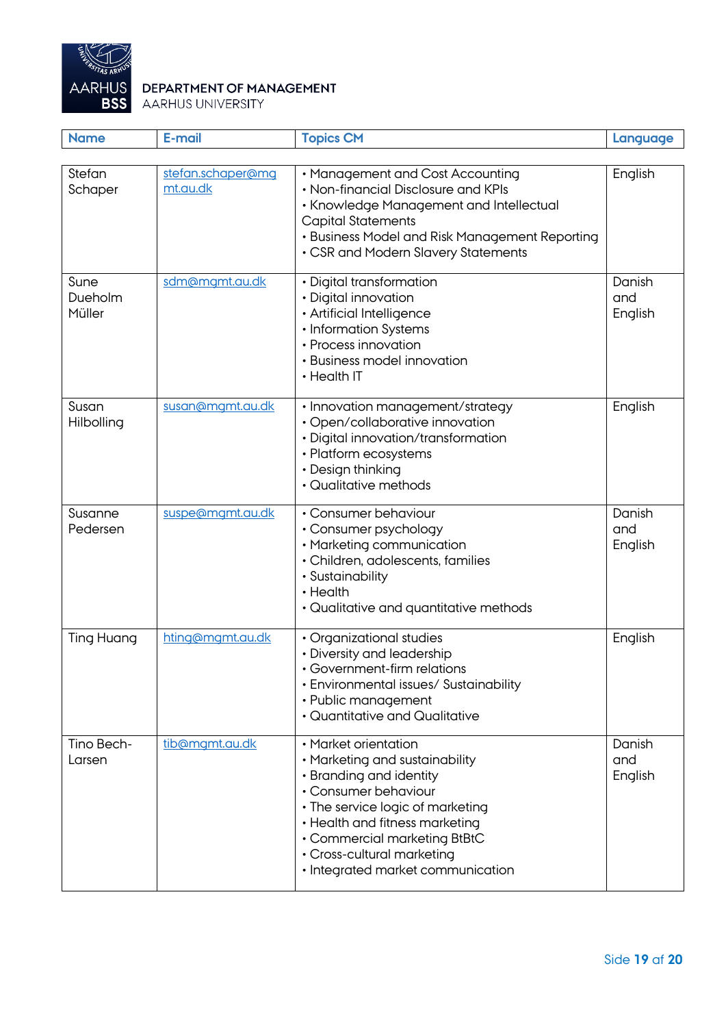DEPARTMENT OF MANAGEMENT
AARHUS UNIVERSITY

| Name | E-mail | Topics CM | Language |
|---|---|---|---|
| Stefan Schaper | stefan.schaper@mgmt.au.dk | • Management and Cost Accounting<br>• Non-financial Disclosure and KPIs<br>• Knowledge Management and Intellectual Capital Statements<br>• Business Model and Risk Management Reporting<br>• CSR and Modern Slavery Statements | English |
| Sune Dueholm Müller | sdm@mgmt.au.dk | • Digital transformation<br>• Digital innovation<br>• Artificial Intelligence<br>• Information Systems<br>• Process innovation<br>• Business model innovation<br>• Health IT | Danish and English |
| Susan Hilbolling | susan@mgmt.au.dk | • Innovation management/strategy<br>• Open/collaborative innovation<br>• Digital innovation/transformation<br>• Platform ecosystems<br>• Design thinking<br>• Qualitative methods | English |
| Susanne Pedersen | suspe@mgmt.au.dk | • Consumer behaviour<br>• Consumer psychology<br>• Marketing communication<br>• Children, adolescents, families<br>• Sustainability<br>• Health<br>• Qualitative and quantitative methods | Danish and English |
| Ting Huang | hting@mgmt.au.dk | • Organizational studies<br>• Diversity and leadership<br>• Government-firm relations<br>• Environmental issues/ Sustainability<br>• Public management<br>• Quantitative and Qualitative | English |
| Tino Bech-Larsen | tib@mgmt.au.dk | • Market orientation<br>• Marketing and sustainability<br>• Branding and identity<br>• Consumer behaviour<br>• The service logic of marketing<br>• Health and fitness marketing<br>• Commercial marketing BtBtC<br>• Cross-cultural marketing<br>• Integrated market communication | Danish and English |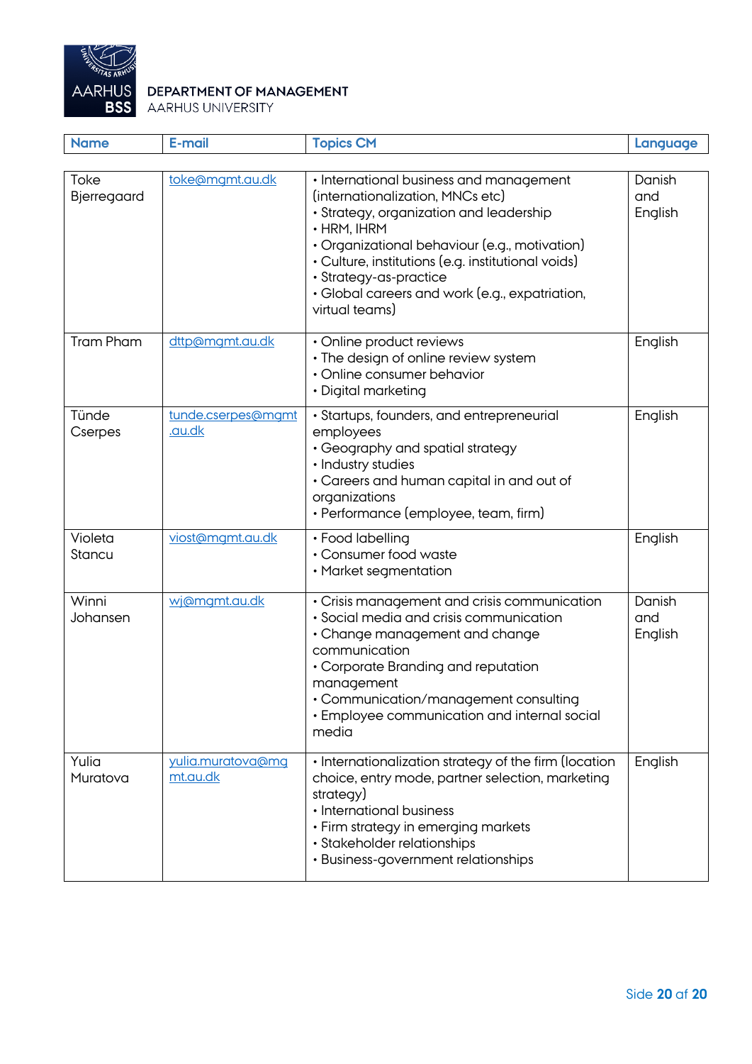DEPARTMENT OF MANAGEMENT
AARHUS UNIVERSITY

| Name | E-mail | Topics CM | Language |
|---|---|---|---|
| Toke Bjerregaard | toke@mgmt.au.dk | • International business and management (internationalization, MNCs etc)<br>• Strategy, organization and leadership<br>• HRM, IHRM<br>• Organizational behaviour (e.g., motivation)<br>• Culture, institutions (e.g. institutional voids)<br>• Strategy-as-practice<br>• Global careers and work (e.g., expatriation, virtual teams) | Danish and English |
| Tram Pham | dttp@mgmt.au.dk | • Online product reviews<br>• The design of online review system<br>• Online consumer behavior<br>• Digital marketing | English |
| Tünde Cserpes | tunde.cserpes@mgmt.au.dk | • Startups, founders, and entrepreneurial employees<br>• Geography and spatial strategy<br>• Industry studies<br>• Careers and human capital in and out of organizations<br>• Performance (employee, team, firm) | English |
| Violeta Stancu | viost@mgmt.au.dk | • Food labelling<br>• Consumer food waste<br>• Market segmentation | English |
| Winni Johansen | wj@mgmt.au.dk | • Crisis management and crisis communication<br>• Social media and crisis communication<br>• Change management and change communication<br>• Corporate Branding and reputation management<br>• Communication/management consulting<br>• Employee communication and internal social media | Danish and English |
| Yulia Muratova | yulia.muratova@mgmt.au.dk | • Internationalization strategy of the firm (location choice, entry mode, partner selection, marketing strategy)<br>• International business<br>• Firm strategy in emerging markets<br>• Stakeholder relationships<br>• Business-government relationships | English |